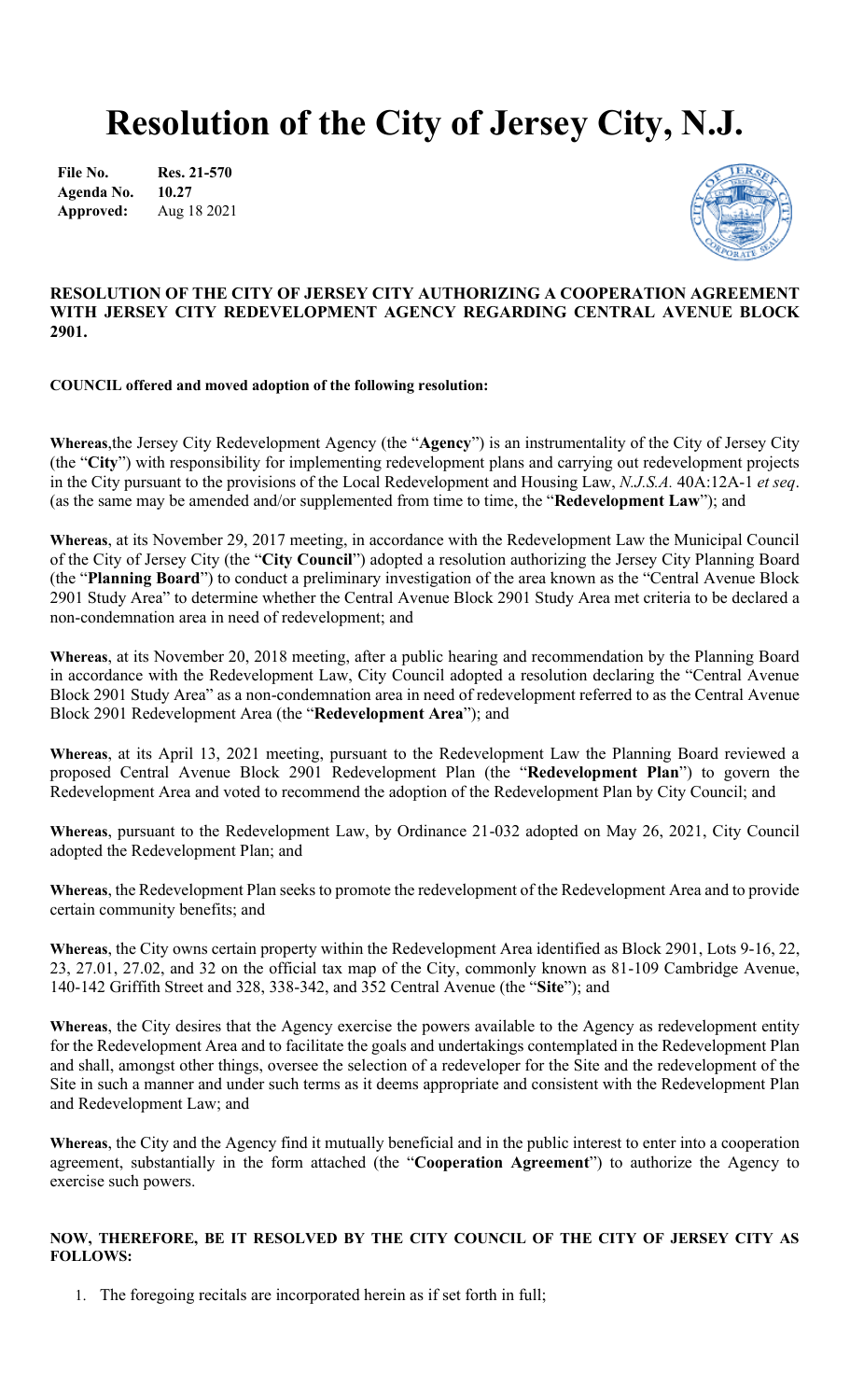# Resolution of the City of Jersey City, N.J.

**File No.** **Res. 21-570**
**Agenda No.** **10.27**
**Approved:** Aug 18 2021

**RESOLUTION OF THE CITY OF JERSEY CITY AUTHORIZING A COOPERATION AGREEMENT WITH JERSEY CITY REDEVELOPMENT AGENCY REGARDING CENTRAL AVENUE BLOCK 2901.**

**COUNCIL offered and moved adoption of the following resolution:**

**Whereas**,the Jersey City Redevelopment Agency (the "**Agency**") is an instrumentality of the City of Jersey City (the "**City**") with responsibility for implementing redevelopment plans and carrying out redevelopment projects in the City pursuant to the provisions of the Local Redevelopment and Housing Law, *N.J.S.A.* 40A:12A-1 *et seq*. (as the same may be amended and/or supplemented from time to time, the "**Redevelopment Law**"); and

**Whereas**, at its November 29, 2017 meeting, in accordance with the Redevelopment Law the Municipal Council of the City of Jersey City (the "**City Council**") adopted a resolution authorizing the Jersey City Planning Board (the "**Planning Board**") to conduct a preliminary investigation of the area known as the "Central Avenue Block 2901 Study Area" to determine whether the Central Avenue Block 2901 Study Area met criteria to be declared a non-condemnation area in need of redevelopment; and

**Whereas**, at its November 20, 2018 meeting, after a public hearing and recommendation by the Planning Board in accordance with the Redevelopment Law, City Council adopted a resolution declaring the "Central Avenue Block 2901 Study Area" as a non-condemnation area in need of redevelopment referred to as the Central Avenue Block 2901 Redevelopment Area (the "**Redevelopment Area**"); and

**Whereas**, at its April 13, 2021 meeting, pursuant to the Redevelopment Law the Planning Board reviewed a proposed Central Avenue Block 2901 Redevelopment Plan (the "**Redevelopment Plan**") to govern the Redevelopment Area and voted to recommend the adoption of the Redevelopment Plan by City Council; and

**Whereas**, pursuant to the Redevelopment Law, by Ordinance 21-032 adopted on May 26, 2021, City Council adopted the Redevelopment Plan; and

**Whereas**, the Redevelopment Plan seeks to promote the redevelopment of the Redevelopment Area and to provide certain community benefits; and

**Whereas**, the City owns certain property within the Redevelopment Area identified as Block 2901, Lots 9-16, 22, 23, 27.01, 27.02, and 32 on the official tax map of the City, commonly known as 81-109 Cambridge Avenue, 140-142 Griffith Street and 328, 338-342, and 352 Central Avenue (the "**Site**"); and

**Whereas**, the City desires that the Agency exercise the powers available to the Agency as redevelopment entity for the Redevelopment Area and to facilitate the goals and undertakings contemplated in the Redevelopment Plan and shall, amongst other things, oversee the selection of a redeveloper for the Site and the redevelopment of the Site in such a manner and under such terms as it deems appropriate and consistent with the Redevelopment Plan and Redevelopment Law; and

**Whereas**, the City and the Agency find it mutually beneficial and in the public interest to enter into a cooperation agreement, substantially in the form attached (the "**Cooperation Agreement**") to authorize the Agency to exercise such powers.

**NOW, THEREFORE, BE IT RESOLVED BY THE CITY COUNCIL OF THE CITY OF JERSEY CITY AS FOLLOWS:**

1. The foregoing recitals are incorporated herein as if set forth in full;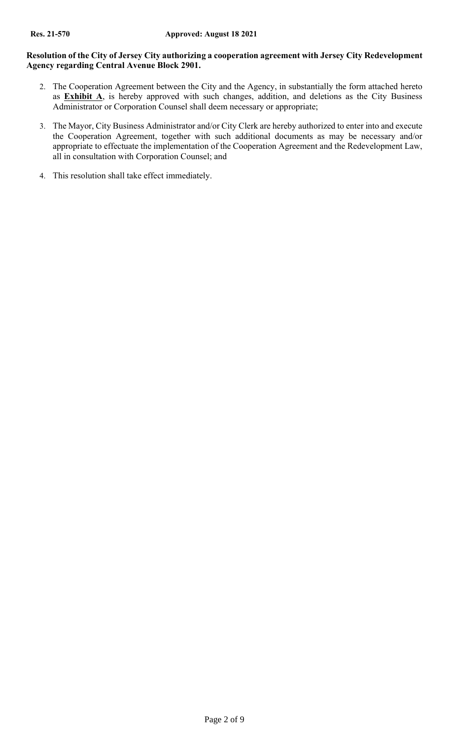**Res. 21-570** **Approved: August 18 2021**

**Resolution of the City of Jersey City authorizing a cooperation agreement with Jersey City Redevelopment Agency regarding Central Avenue Block 2901.**

2. The Cooperation Agreement between the City and the Agency, in substantially the form attached hereto as **Exhibit A**, is hereby approved with such changes, addition, and deletions as the City Business Administrator or Corporation Counsel shall deem necessary or appropriate;

3. The Mayor, City Business Administrator and/or City Clerk are hereby authorized to enter into and execute the Cooperation Agreement, together with such additional documents as may be necessary and/or appropriate to effectuate the implementation of the Cooperation Agreement and the Redevelopment Law, all in consultation with Corporation Counsel; and

4. This resolution shall take effect immediately.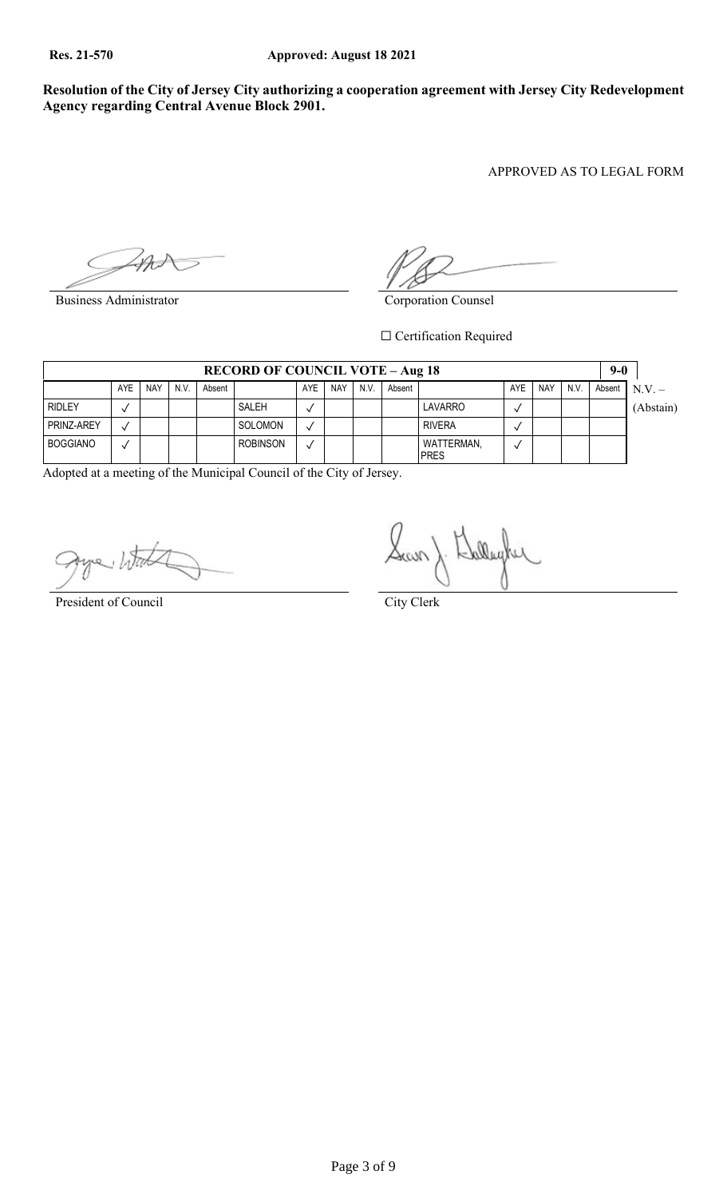**Res. 21-570** **Approved: August 18 2021**

**Resolution of the City of Jersey City authorizing a cooperation agreement with Jersey City Redevelopment Agency regarding Central Avenue Block 2901.**

APPROVED AS TO LEGAL FORM

Business Administrator

Corporation Counsel

☐ Certification Required

| RECORD OF COUNCIL VOTE – Aug 18 | | | | | | | | | | | | | | 9-0 |
|---|---|---|---|---|---|---|---|---|---|---|---|---|---|---|
| | AYE | NAY | N.V. | Absent | | AYE | NAY | N.V. | Absent | | AYE | NAY | N.V. | Absent |
| RIDLEY | ✓ | | | | SALEH | ✓ | | | | LAVARRO | ✓ | | | |
| PRINZ-AREY | ✓ | | | | SOLOMON | ✓ | | | | RIVERA | ✓ | | | |
| BOGGIANO | ✓ | | | | ROBINSON | ✓ | | | | WATTERMAN, PRES | ✓ | | | |

N.V. – (Abstain)

Adopted at a meeting of the Municipal Council of the City of Jersey.

President of Council

City Clerk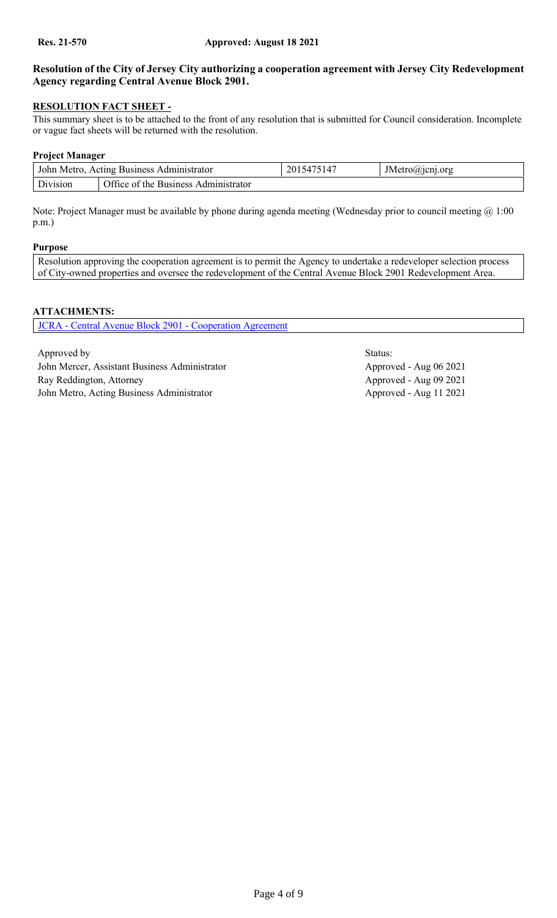**Res. 21-570** **Approved: August 18 2021**

**Resolution of the City of Jersey City authorizing a cooperation agreement with Jersey City Redevelopment Agency regarding Central Avenue Block 2901.**

**RESOLUTION FACT SHEET -**

This summary sheet is to be attached to the front of any resolution that is submitted for Council consideration. Incomplete or vague fact sheets will be returned with the resolution.

**Project Manager**

| John Metro, Acting Business Administrator | | 2015475147 | JMetro@jcnj.org |
|---|---|---|---|
| Division | Office of the Business Administrator | | |

Note: Project Manager must be available by phone during agenda meeting (Wednesday prior to council meeting @ 1:00 p.m.)

**Purpose**

Resolution approving the cooperation agreement is to permit the Agency to undertake a redeveloper selection process of City-owned properties and oversee the redevelopment of the Central Avenue Block 2901 Redevelopment Area.

**ATTACHMENTS:**

JCRA - Central Avenue Block 2901 - Cooperation Agreement

| Approved by | Status: |
|---|---|
| John Mercer, Assistant Business Administrator | Approved - Aug 06 2021 |
| Ray Reddington, Attorney | Approved - Aug 09 2021 |
| John Metro, Acting Business Administrator | Approved - Aug 11 2021 |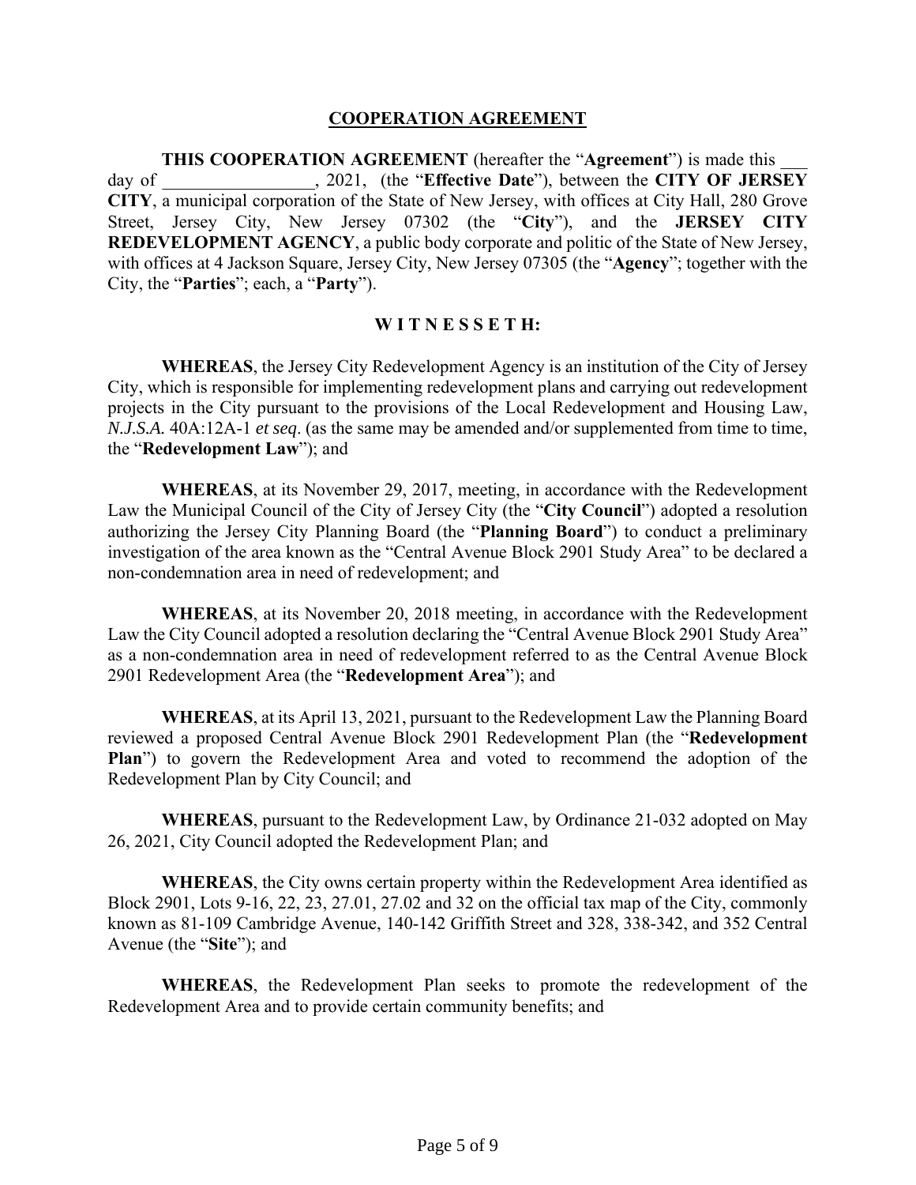# **COOPERATION AGREEMENT**

**THIS COOPERATION AGREEMENT** (hereafter the "**Agreement**") is made this ___ day of _________________, 2021, (the "**Effective Date**"), between the **CITY OF JERSEY CITY**, a municipal corporation of the State of New Jersey, with offices at City Hall, 280 Grove Street, Jersey City, New Jersey 07302 (the "**City**"), and the **JERSEY CITY REDEVELOPMENT AGENCY**, a public body corporate and politic of the State of New Jersey, with offices at 4 Jackson Square, Jersey City, New Jersey 07305 (the "**Agency**"; together with the City, the "**Parties**"; each, a "**Party**").

## **W I T N E S S E T H:**

**WHEREAS**, the Jersey City Redevelopment Agency is an institution of the City of Jersey City, which is responsible for implementing redevelopment plans and carrying out redevelopment projects in the City pursuant to the provisions of the Local Redevelopment and Housing Law, *N.J.S.A.* 40A:12A-1 *et seq*. (as the same may be amended and/or supplemented from time to time, the "**Redevelopment Law**"); and

**WHEREAS**, at its November 29, 2017, meeting, in accordance with the Redevelopment Law the Municipal Council of the City of Jersey City (the "**City Council**") adopted a resolution authorizing the Jersey City Planning Board (the "**Planning Board**") to conduct a preliminary investigation of the area known as the "Central Avenue Block 2901 Study Area" to be declared a non-condemnation area in need of redevelopment; and

**WHEREAS**, at its November 20, 2018 meeting, in accordance with the Redevelopment Law the City Council adopted a resolution declaring the "Central Avenue Block 2901 Study Area" as a non-condemnation area in need of redevelopment referred to as the Central Avenue Block 2901 Redevelopment Area (the "**Redevelopment Area**"); and

**WHEREAS**, at its April 13, 2021, pursuant to the Redevelopment Law the Planning Board reviewed a proposed Central Avenue Block 2901 Redevelopment Plan (the "**Redevelopment Plan**") to govern the Redevelopment Area and voted to recommend the adoption of the Redevelopment Plan by City Council; and

**WHEREAS**, pursuant to the Redevelopment Law, by Ordinance 21-032 adopted on May 26, 2021, City Council adopted the Redevelopment Plan; and

**WHEREAS**, the City owns certain property within the Redevelopment Area identified as Block 2901, Lots 9-16, 22, 23, 27.01, 27.02 and 32 on the official tax map of the City, commonly known as 81-109 Cambridge Avenue, 140-142 Griffith Street and 328, 338-342, and 352 Central Avenue (the "**Site**"); and

**WHEREAS**, the Redevelopment Plan seeks to promote the redevelopment of the Redevelopment Area and to provide certain community benefits; and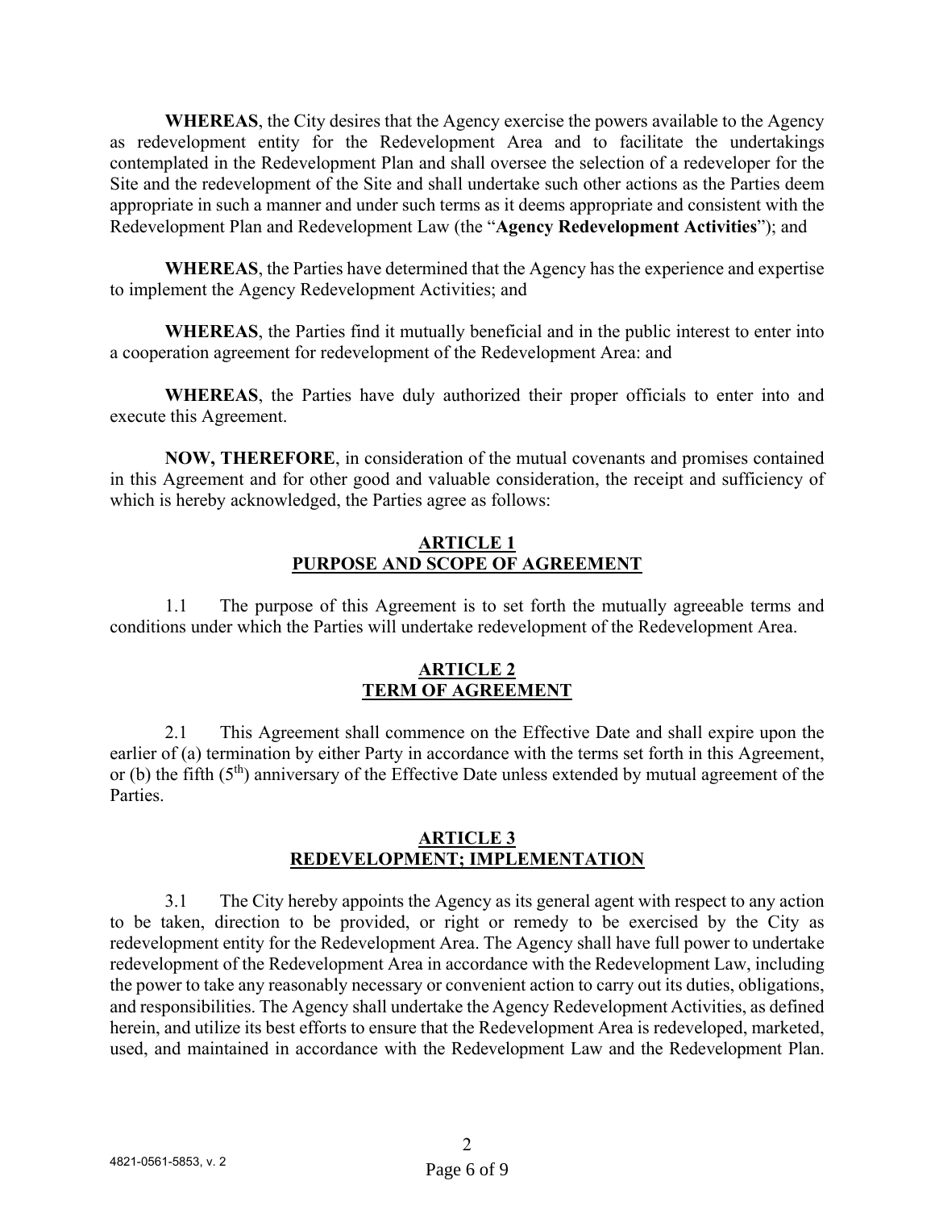**WHEREAS**, the City desires that the Agency exercise the powers available to the Agency as redevelopment entity for the Redevelopment Area and to facilitate the undertakings contemplated in the Redevelopment Plan and shall oversee the selection of a redeveloper for the Site and the redevelopment of the Site and shall undertake such other actions as the Parties deem appropriate in such a manner and under such terms as it deems appropriate and consistent with the Redevelopment Plan and Redevelopment Law (the "**Agency Redevelopment Activities**"); and

**WHEREAS**, the Parties have determined that the Agency has the experience and expertise to implement the Agency Redevelopment Activities; and

**WHEREAS**, the Parties find it mutually beneficial and in the public interest to enter into a cooperation agreement for redevelopment of the Redevelopment Area: and

**WHEREAS**, the Parties have duly authorized their proper officials to enter into and execute this Agreement.

**NOW, THEREFORE**, in consideration of the mutual covenants and promises contained in this Agreement and for other good and valuable consideration, the receipt and sufficiency of which is hereby acknowledged, the Parties agree as follows:

## ARTICLE 1
## PURPOSE AND SCOPE OF AGREEMENT

1.1 The purpose of this Agreement is to set forth the mutually agreeable terms and conditions under which the Parties will undertake redevelopment of the Redevelopment Area.

## ARTICLE 2
## TERM OF AGREEMENT

2.1 This Agreement shall commence on the Effective Date and shall expire upon the earlier of (a) termination by either Party in accordance with the terms set forth in this Agreement, or (b) the fifth (5th) anniversary of the Effective Date unless extended by mutual agreement of the Parties.

## ARTICLE 3
## REDEVELOPMENT; IMPLEMENTATION

3.1 The City hereby appoints the Agency as its general agent with respect to any action to be taken, direction to be provided, or right or remedy to be exercised by the City as redevelopment entity for the Redevelopment Area. The Agency shall have full power to undertake redevelopment of the Redevelopment Area in accordance with the Redevelopment Law, including the power to take any reasonably necessary or convenient action to carry out its duties, obligations, and responsibilities. The Agency shall undertake the Agency Redevelopment Activities, as defined herein, and utilize its best efforts to ensure that the Redevelopment Area is redeveloped, marketed, used, and maintained in accordance with the Redevelopment Law and the Redevelopment Plan.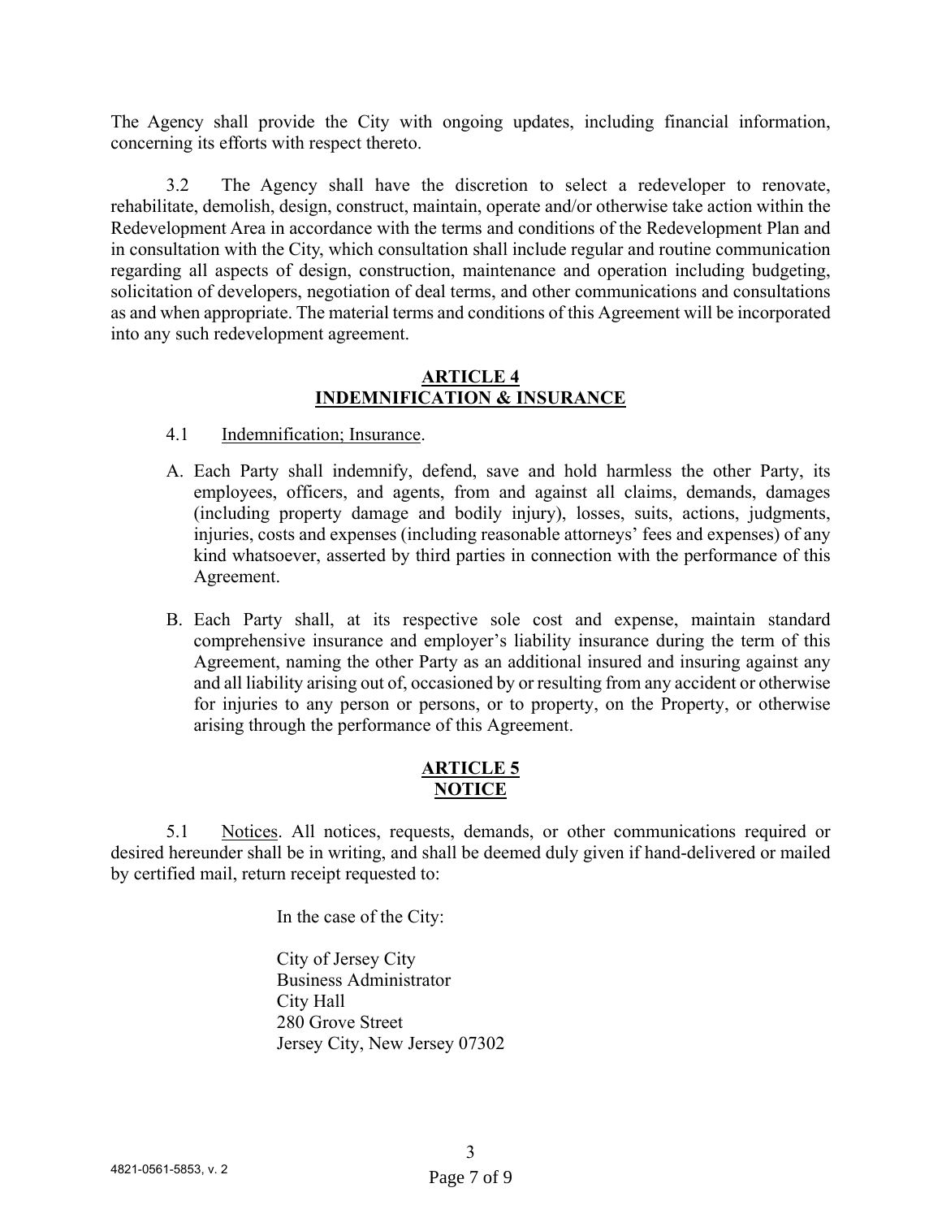The Agency shall provide the City with ongoing updates, including financial information, concerning its efforts with respect thereto.

3.2 The Agency shall have the discretion to select a redeveloper to renovate, rehabilitate, demolish, design, construct, maintain, operate and/or otherwise take action within the Redevelopment Area in accordance with the terms and conditions of the Redevelopment Plan and in consultation with the City, which consultation shall include regular and routine communication regarding all aspects of design, construction, maintenance and operation including budgeting, solicitation of developers, negotiation of deal terms, and other communications and consultations as and when appropriate. The material terms and conditions of this Agreement will be incorporated into any such redevelopment agreement.

## ARTICLE 4
## INDEMNIFICATION & INSURANCE

4.1 Indemnification; Insurance.

A. Each Party shall indemnify, defend, save and hold harmless the other Party, its employees, officers, and agents, from and against all claims, demands, damages (including property damage and bodily injury), losses, suits, actions, judgments, injuries, costs and expenses (including reasonable attorneys' fees and expenses) of any kind whatsoever, asserted by third parties in connection with the performance of this Agreement.

B. Each Party shall, at its respective sole cost and expense, maintain standard comprehensive insurance and employer's liability insurance during the term of this Agreement, naming the other Party as an additional insured and insuring against any and all liability arising out of, occasioned by or resulting from any accident or otherwise for injuries to any person or persons, or to property, on the Property, or otherwise arising through the performance of this Agreement.

## ARTICLE 5
## NOTICE

5.1 Notices. All notices, requests, demands, or other communications required or desired hereunder shall be in writing, and shall be deemed duly given if hand-delivered or mailed by certified mail, return receipt requested to:

In the case of the City:

City of Jersey City
Business Administrator
City Hall
280 Grove Street
Jersey City, New Jersey 07302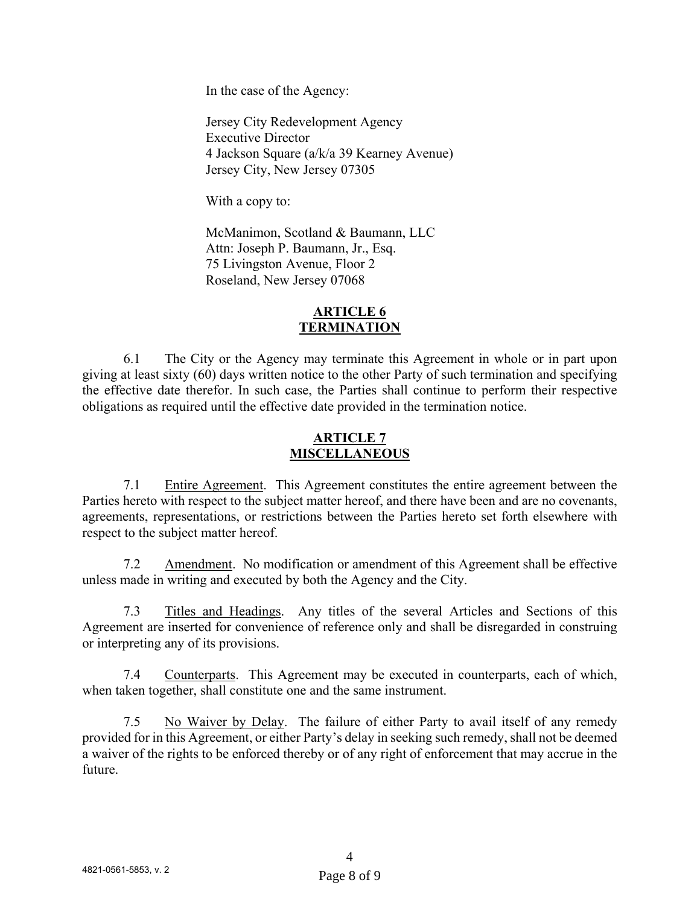In the case of the Agency:

Jersey City Redevelopment Agency
Executive Director
4 Jackson Square (a/k/a 39 Kearney Avenue)
Jersey City, New Jersey 07305

With a copy to:

McManimon, Scotland & Baumann, LLC
Attn: Joseph P. Baumann, Jr., Esq.
75 Livingston Avenue, Floor 2
Roseland, New Jersey 07068

## ARTICLE 6
## TERMINATION

6.1 The City or the Agency may terminate this Agreement in whole or in part upon giving at least sixty (60) days written notice to the other Party of such termination and specifying the effective date therefor. In such case, the Parties shall continue to perform their respective obligations as required until the effective date provided in the termination notice.

## ARTICLE 7
## MISCELLANEOUS

7.1 Entire Agreement. This Agreement constitutes the entire agreement between the Parties hereto with respect to the subject matter hereof, and there have been and are no covenants, agreements, representations, or restrictions between the Parties hereto set forth elsewhere with respect to the subject matter hereof.

7.2 Amendment. No modification or amendment of this Agreement shall be effective unless made in writing and executed by both the Agency and the City.

7.3 Titles and Headings. Any titles of the several Articles and Sections of this Agreement are inserted for convenience of reference only and shall be disregarded in construing or interpreting any of its provisions.

7.4 Counterparts. This Agreement may be executed in counterparts, each of which, when taken together, shall constitute one and the same instrument.

7.5 No Waiver by Delay. The failure of either Party to avail itself of any remedy provided for in this Agreement, or either Party's delay in seeking such remedy, shall not be deemed a waiver of the rights to be enforced thereby or of any right of enforcement that may accrue in the future.

4821-0561-5853, v. 2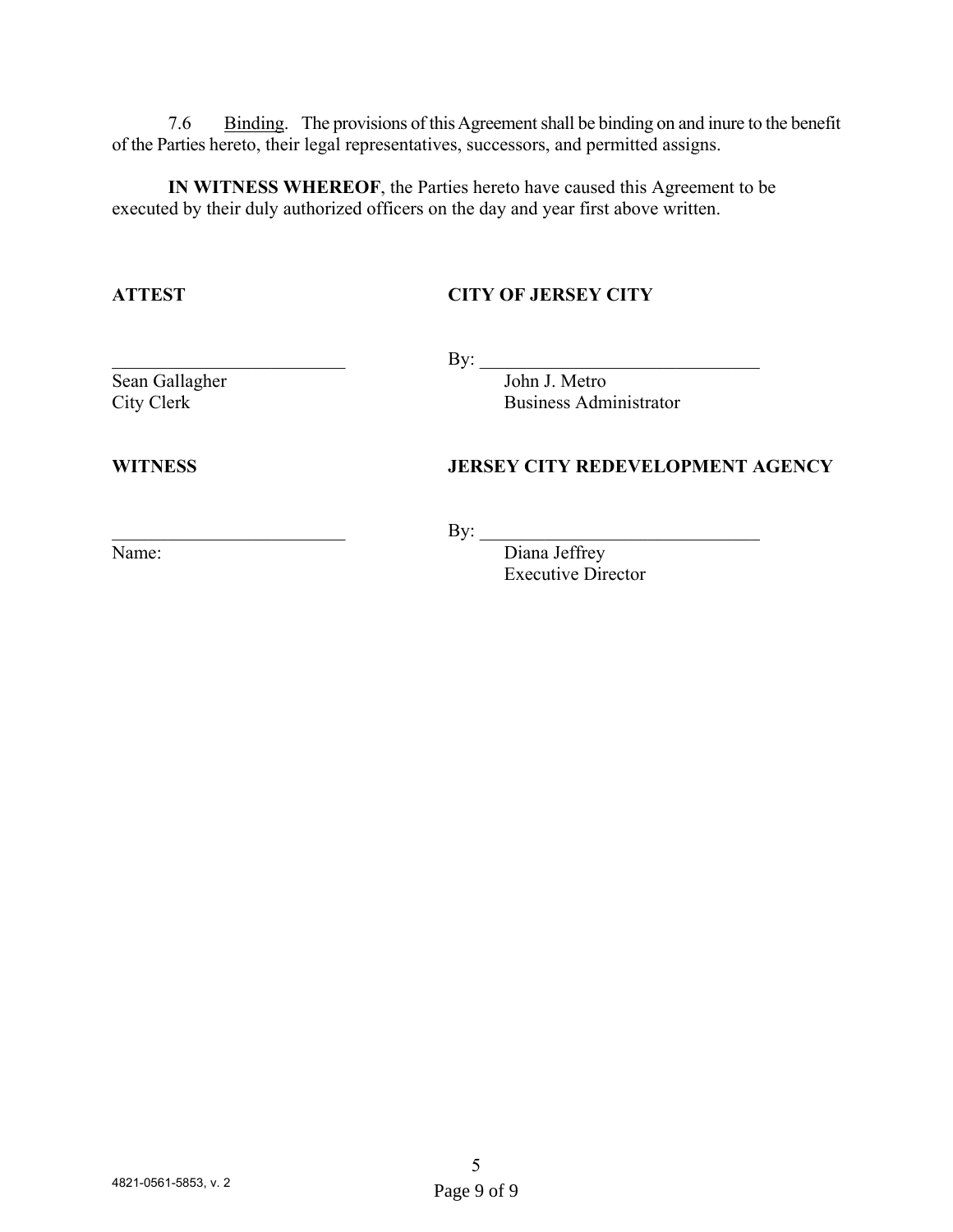7.6 Binding. The provisions of this Agreement shall be binding on and inure to the benefit of the Parties hereto, their legal representatives, successors, and permitted assigns.

**IN WITNESS WHEREOF**, the Parties hereto have caused this Agreement to be executed by their duly authorized officers on the day and year first above written.

| | |
|---|---|
| **ATTEST** | **CITY OF JERSEY CITY** |
| _________________________ | By: ______________________________ |
| Sean Gallagher<br>City Clerk | John J. Metro<br>Business Administrator |
| **WITNESS** | **JERSEY CITY REDEVELOPMENT AGENCY** |
| _________________________ | By: ______________________________ |
| Name: | Diana Jeffrey<br>Executive Director |

4821-0561-5853, v. 2